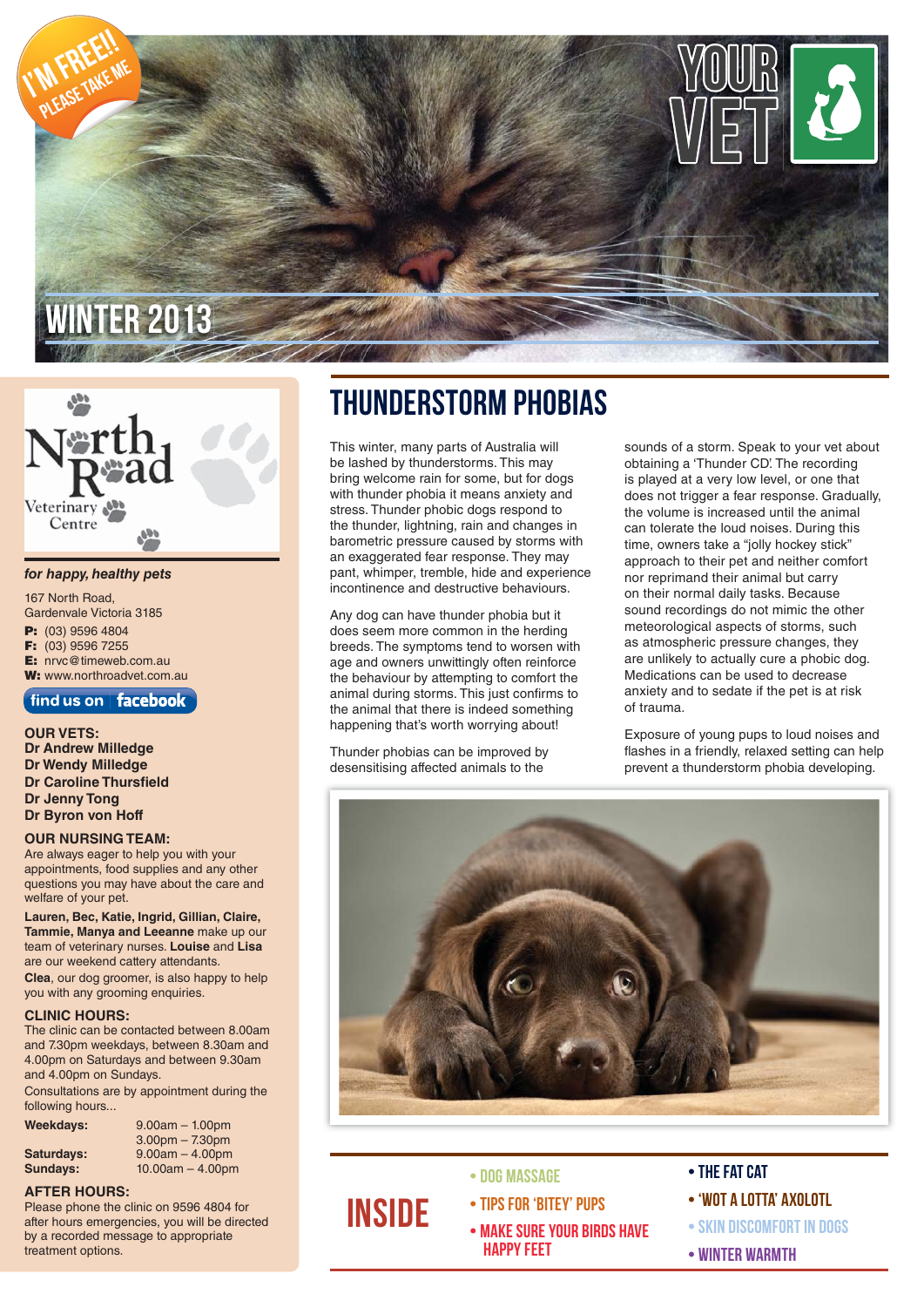I'M FREE!! PLEASE TAKE ME

# YOUR VET

## WINTER 2013

North Road Veterinary Centre

*for happy, healthy pets*

167 North Road,
Gardenvale Victoria 3185

**P:** (03) 9596 4804
**F:** (03) 9596 7255
**E:** nrvc@timeweb.com.au
**W:** www.northroadvet.com.au

find us on facebook

**OUR VETS:**
**Dr Andrew Milledge**
**Dr Wendy Milledge**
**Dr Caroline Thursfield**
**Dr Jenny Tong**
**Dr Byron von Hoff**

**OUR NURSING TEAM:**
Are always eager to help you with your appointments, food supplies and any other questions you may have about the care and welfare of your pet.

**Lauren, Bec, Katie, Ingrid, Gillian, Claire, Tammie, Manya and Leeanne** make up our team of veterinary nurses. **Louise** and **Lisa** are our weekend cattery attendants. **Clea**, our dog groomer, is also happy to help you with any grooming enquiries.

**CLINIC HOURS:**
The clinic can be contacted between 8.00am and 7.30pm weekdays, between 8.30am and 4.00pm on Saturdays and between 9.30am and 4.00pm on Sundays.

Consultations are by appointment during the following hours...

| | |
|---|---|
| **Weekdays:** | 9.00am – 1.00pm |
| | 3.00pm – 7.30pm |
| **Saturdays:** | 9.00am – 4.00pm |
| **Sundays:** | 10.00am – 4.00pm |

**AFTER HOURS:**
Please phone the clinic on 9596 4804 for after hours emergencies, you will be directed by a recorded message to appropriate treatment options.

# THUNDERSTORM PHOBIAS

This winter, many parts of Australia will be lashed by thunderstorms. This may bring welcome rain for some, but for dogs with thunder phobia it means anxiety and stress. Thunder phobic dogs respond to the thunder, lightning, rain and changes in barometric pressure caused by storms with an exaggerated fear response. They may pant, whimper, tremble, hide and experience incontinence and destructive behaviours.

Any dog can have thunder phobia but it does seem more common in the herding breeds. The symptoms tend to worsen with age and owners unwittingly often reinforce the behaviour by attempting to comfort the animal during storms. This just confirms to the animal that there is indeed something happening that's worth worrying about!

Thunder phobias can be improved by desensitising affected animals to the sounds of a storm. Speak to your vet about obtaining a 'Thunder CD'. The recording is played at a very low level, or one that does not trigger a fear response. Gradually, the volume is increased until the animal can tolerate the loud noises. During this time, owners take a "jolly hockey stick" approach to their pet and neither comfort nor reprimand their animal but carry on their normal daily tasks. Because sound recordings do not mimic the other meteorological aspects of storms, such as atmospheric pressure changes, they are unlikely to actually cure a phobic dog. Medications can be used to decrease anxiety and to sedate if the pet is at risk of trauma.

Exposure of young pups to loud noises and flashes in a friendly, relaxed setting can help prevent a thunderstorm phobia developing.

## INSIDE

- DOG MASSAGE
- TIPS FOR 'BITEY' PUPS
- MAKE SURE YOUR BIRDS HAVE HAPPY FEET
- THE FAT CAT
- 'WOT A LOTTA' AXOLOTL
- SKIN DISCOMFORT IN DOGS
- WINTER WARMTH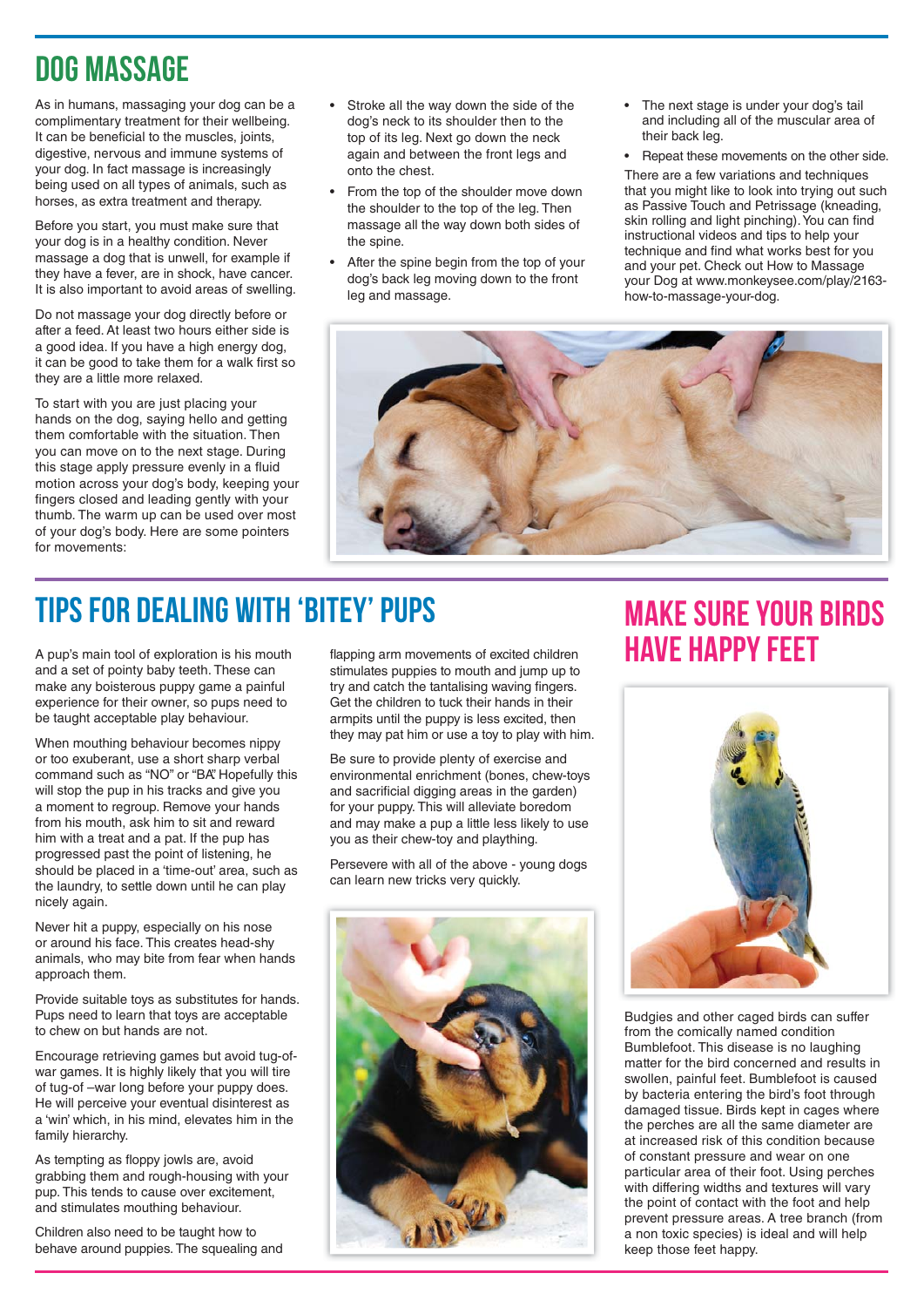# DOG MASSAGE

As in humans, massaging your dog can be a complimentary treatment for their wellbeing. It can be beneficial to the muscles, joints, digestive, nervous and immune systems of your dog. In fact massage is increasingly being used on all types of animals, such as horses, as extra treatment and therapy.

Before you start, you must make sure that your dog is in a healthy condition. Never massage a dog that is unwell, for example if they have a fever, are in shock, have cancer. It is also important to avoid areas of swelling.

Do not massage your dog directly before or after a feed. At least two hours either side is a good idea. If you have a high energy dog, it can be good to take them for a walk first so they are a little more relaxed.

To start with you are just placing your hands on the dog, saying hello and getting them comfortable with the situation. Then you can move on to the next stage. During this stage apply pressure evenly in a fluid motion across your dog's body, keeping your fingers closed and leading gently with your thumb. The warm up can be used over most of your dog's body. Here are some pointers for movements:

- Stroke all the way down the side of the dog's neck to its shoulder then to the top of its leg. Next go down the neck again and between the front legs and onto the chest.
- From the top of the shoulder move down the shoulder to the top of the leg. Then massage all the way down both sides of the spine.
- After the spine begin from the top of your dog's back leg moving down to the front leg and massage.
- The next stage is under your dog's tail and including all of the muscular area of their back leg.
- Repeat these movements on the other side.

There are a few variations and techniques that you might like to look into trying out such as Passive Touch and Petrissage (kneading, skin rolling and light pinching). You can find instructional videos and tips to help your technique and find what works best for you and your pet. Check out How to Massage your Dog at www.monkeysee.com/play/2163-how-to-massage-your-dog.

# TIPS FOR DEALING WITH 'BITEY' PUPS

A pup's main tool of exploration is his mouth and a set of pointy baby teeth. These can make any boisterous puppy game a painful experience for their owner, so pups need to be taught acceptable play behaviour.

When mouthing behaviour becomes nippy or too exuberant, use a short sharp verbal command such as "NO" or "BA". Hopefully this will stop the pup in his tracks and give you a moment to regroup. Remove your hands from his mouth, ask him to sit and reward him with a treat and a pat. If the pup has progressed past the point of listening, he should be placed in a 'time-out' area, such as the laundry, to settle down until he can play nicely again.

Never hit a puppy, especially on his nose or around his face. This creates head-shy animals, who may bite from fear when hands approach them.

Provide suitable toys as substitutes for hands. Pups need to learn that toys are acceptable to chew on but hands are not.

Encourage retrieving games but avoid tug-of-war games. It is highly likely that you will tire of tug-of –war long before your puppy does. He will perceive your eventual disinterest as a 'win' which, in his mind, elevates him in the family hierarchy.

As tempting as floppy jowls are, avoid grabbing them and rough-housing with your pup. This tends to cause over excitement, and stimulates mouthing behaviour.

Children also need to be taught how to behave around puppies. The squealing and flapping arm movements of excited children stimulates puppies to mouth and jump up to try and catch the tantalising waving fingers. Get the children to tuck their hands in their armpits until the puppy is less excited, then they may pat him or use a toy to play with him.

Be sure to provide plenty of exercise and environmental enrichment (bones, chew-toys and sacrificial digging areas in the garden) for your puppy. This will alleviate boredom and may make a pup a little less likely to use you as their chew-toy and plaything.

Persevere with all of the above - young dogs can learn new tricks very quickly.

# MAKE SURE YOUR BIRDS HAVE HAPPY FEET

Budgies and other caged birds can suffer from the comically named condition Bumblefoot. This disease is no laughing matter for the bird concerned and results in swollen, painful feet. Bumblefoot is caused by bacteria entering the bird's foot through damaged tissue. Birds kept in cages where the perches are all the same diameter are at increased risk of this condition because of constant pressure and wear on one particular area of their foot. Using perches with differing widths and textures will vary the point of contact with the foot and help prevent pressure areas. A tree branch (from a non toxic species) is ideal and will help keep those feet happy.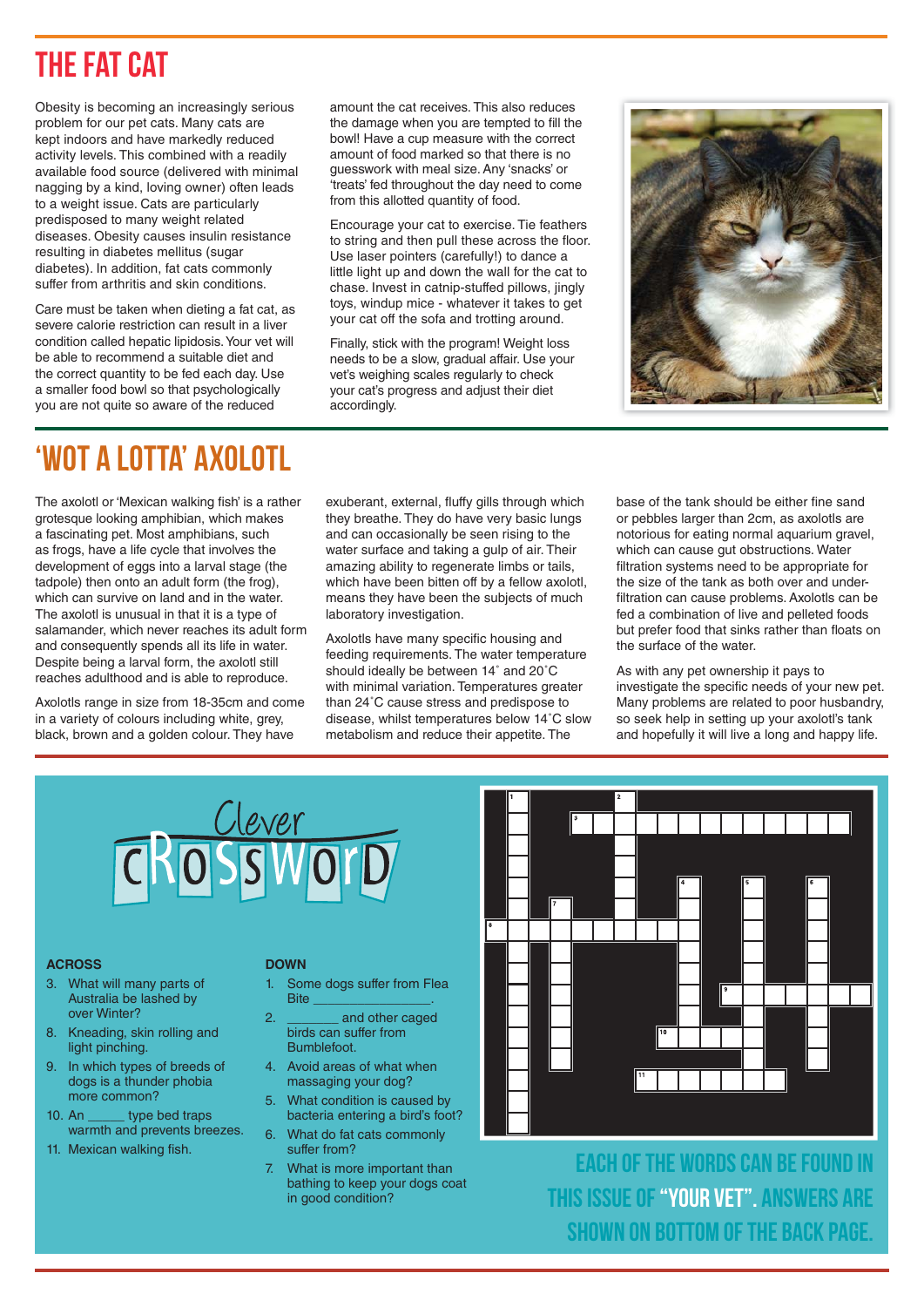# THE FAT CAT

Obesity is becoming an increasingly serious problem for our pet cats. Many cats are kept indoors and have markedly reduced activity levels. This combined with a readily available food source (delivered with minimal nagging by a kind, loving owner) often leads to a weight issue. Cats are particularly predisposed to many weight related diseases. Obesity causes insulin resistance resulting in diabetes mellitus (sugar diabetes). In addition, fat cats commonly suffer from arthritis and skin conditions.

Care must be taken when dieting a fat cat, as severe calorie restriction can result in a liver condition called hepatic lipidosis. Your vet will be able to recommend a suitable diet and the correct quantity to be fed each day. Use a smaller food bowl so that psychologically you are not quite so aware of the reduced amount the cat receives. This also reduces the damage when you are tempted to fill the bowl! Have a cup measure with the correct amount of food marked so that there is no guesswork with meal size. Any 'snacks' or 'treats' fed throughout the day need to come from this allotted quantity of food.

Encourage your cat to exercise. Tie feathers to string and then pull these across the floor. Use laser pointers (carefully!) to dance a little light up and down the wall for the cat to chase. Invest in catnip-stuffed pillows, jingly toys, windup mice - whatever it takes to get your cat off the sofa and trotting around.

Finally, stick with the program! Weight loss needs to be a slow, gradual affair. Use your vet's weighing scales regularly to check your cat's progress and adjust their diet accordingly.

# 'WOT A LOTTA' AXOLOTL

The axolotl or 'Mexican walking fish' is a rather grotesque looking amphibian, which makes a fascinating pet. Most amphibians, such as frogs, have a life cycle that involves the development of eggs into a larval stage (the tadpole) then onto an adult form (the frog), which can survive on land and in the water. The axolotl is unusual in that it is a type of salamander, which never reaches its adult form and consequently spends all its life in water. Despite being a larval form, the axolotl still reaches adulthood and is able to reproduce.

Axolotls range in size from 18-35cm and come in a variety of colours including white, grey, black, brown and a golden colour. They have exuberant, external, fluffy gills through which they breathe. They do have very basic lungs and can occasionally be seen rising to the water surface and taking a gulp of air. Their amazing ability to regenerate limbs or tails, which have been bitten off by a fellow axolotl, means they have been the subjects of much laboratory investigation.

Axolotls have many specific housing and feeding requirements. The water temperature should ideally be between 14° and 20°C with minimal variation. Temperatures greater than 24°C cause stress and predispose to disease, whilst temperatures below 14°C slow metabolism and reduce their appetite. The base of the tank should be either fine sand or pebbles larger than 2cm, as axolotls are notorious for eating normal aquarium gravel, which can cause gut obstructions. Water filtration systems need to be appropriate for the size of the tank as both over and under-filtration can cause problems. Axolotls can be fed a combination of live and pelleted foods but prefer food that sinks rather than floats on the surface of the water.

As with any pet ownership it pays to investigate the specific needs of your new pet. Many problems are related to poor husbandry, so seek help in setting up your axolotl's tank and hopefully it will live a long and happy life.

# Clever CROSSWORD

**ACROSS**

3. What will many parts of Australia be lashed by over Winter?
8. Kneading, skin rolling and light pinching.
9. In which types of breeds of dogs is a thunder phobia more common?
10. An _____ type bed traps warmth and prevents breezes.
11. Mexican walking fish.

**DOWN**

1. Some dogs suffer from Flea Bite _______________.
2. _______ and other caged birds can suffer from Bumblefoot.
4. Avoid areas of what when massaging your dog?
5. What condition is caused by bacteria entering a bird's foot?
6. What do fat cats commonly suffer from?
7. What is more important than bathing to keep your dogs coat in good condition?

**EACH OF THE WORDS CAN BE FOUND IN THIS ISSUE OF "YOUR VET". ANSWERS ARE SHOWN ON BOTTOM OF THE BACK PAGE.**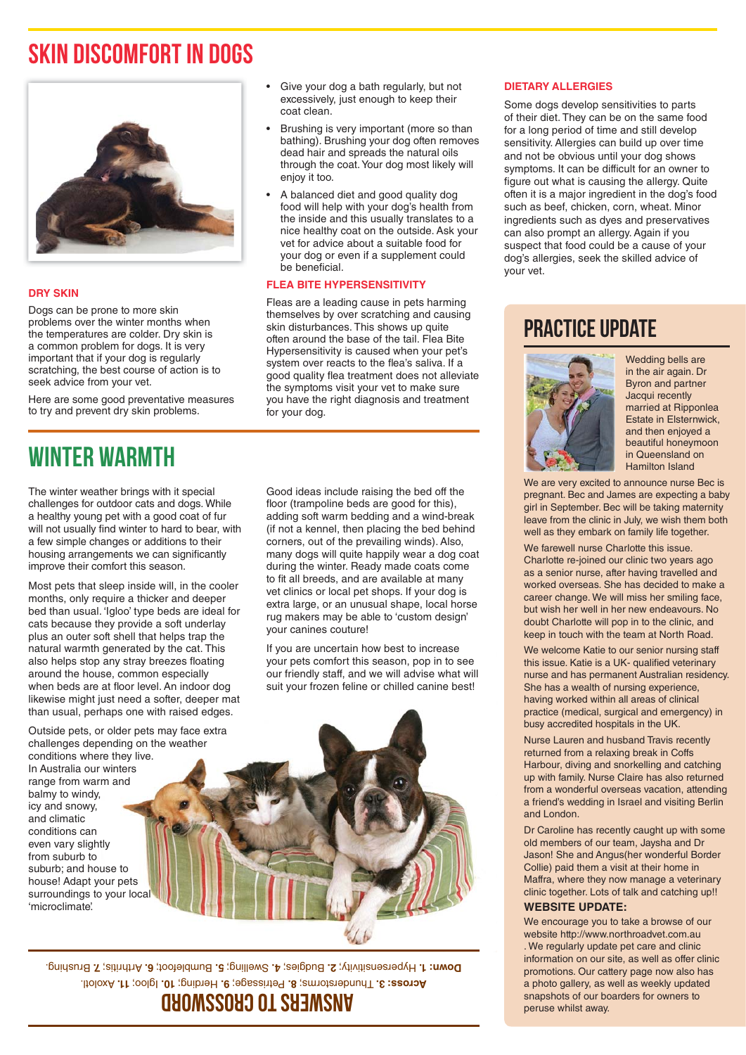# SKIN DISCOMFORT IN DOGS

### DRY SKIN

Dogs can be prone to more skin problems over the winter months when the temperatures are colder. Dry skin is a common problem for dogs. It is very important that if your dog is regularly scratching, the best course of action is to seek advice from your vet.

Here are some good preventative measures to try and prevent dry skin problems.

- Give your dog a bath regularly, but not excessively, just enough to keep their coat clean.
- Brushing is very important (more so than bathing). Brushing your dog often removes dead hair and spreads the natural oils through the coat. Your dog most likely will enjoy it too.
- A balanced diet and good quality dog food will help with your dog's health from the inside and this usually translates to a nice healthy coat on the outside. Ask your vet for advice about a suitable food for your dog or even if a supplement could be beneficial.

### FLEA BITE HYPERSENSITIVITY

Fleas are a leading cause in pets harming themselves by over scratching and causing skin disturbances. This shows up quite often around the base of the tail. Flea Bite Hypersensitivity is caused when your pet's system over reacts to the flea's saliva. If a good quality flea treatment does not alleviate the symptoms visit your vet to make sure you have the right diagnosis and treatment for your dog.

### DIETARY ALLERGIES

Some dogs develop sensitivities to parts of their diet. They can be on the same food for a long period of time and still develop sensitivity. Allergies can build up over time and not be obvious until your dog shows symptoms. It can be difficult for an owner to figure out what is causing the allergy. Quite often it is a major ingredient in the dog's food such as beef, chicken, corn, wheat. Minor ingredients such as dyes and preservatives can also prompt an allergy. Again if you suspect that food could be a cause of your dog's allergies, seek the skilled advice of your vet.

# WINTER WARMTH

The winter weather brings with it special challenges for outdoor cats and dogs. While a healthy young pet with a good coat of fur will not usually find winter to hard to bear, with a few simple changes or additions to their housing arrangements we can significantly improve their comfort this season.

Most pets that sleep inside will, in the cooler months, only require a thicker and deeper bed than usual. 'Igloo' type beds are ideal for cats because they provide a soft underlay plus an outer soft shell that helps trap the natural warmth generated by the cat. This also helps stop any stray breezes floating around the house, common especially when beds are at floor level. An indoor dog likewise might just need a softer, deeper mat than usual, perhaps one with raised edges.

Outside pets, or older pets may face extra challenges depending on the weather conditions where they live. In Australia our winters range from warm and balmy to windy, icy and snowy, and climatic conditions can even vary slightly from suburb to suburb; and house to house! Adapt your pets surroundings to your local 'microclimate'.

Good ideas include raising the bed off the floor (trampoline beds are good for this), adding soft warm bedding and a wind-break (if not a kennel, then placing the bed behind corners, out of the prevailing winds). Also, many dogs will quite happily wear a dog coat during the winter. Ready made coats come to fit all breeds, and are available at many vet clinics or local pet shops. If your dog is extra large, or an unusual shape, local horse rug makers may be able to 'custom design' your canines couture!

If you are uncertain how best to increase your pets comfort this season, pop in to see our friendly staff, and we will advise what will suit your frozen feline or chilled canine best!

# ANSWERS TO CROSSWORD

**Across: 3.** Thunderstorms; **8.** Petrissage; **9.** Herding; **10.** Igloo; **11.** Axolotl.

**Down: 1.** Hypersensitivity; **2.** Budgies; **4.** Swelling; **5.** Bumblefoot; **6.** Arthritis; **7.** Brushing.

# PRACTICE UPDATE

Wedding bells are in the air again. Dr Byron and partner Jacqui recently married at Ripponlea Estate in Elsternwick, and then enjoyed a beautiful honeymoon in Queensland on Hamilton Island

We are very excited to announce nurse Bec is pregnant. Bec and James are expecting a baby girl in September. Bec will be taking maternity leave from the clinic in July, we wish them both well as they embark on family life together.

We farewell nurse Charlotte this issue. Charlotte re-joined our clinic two years ago as a senior nurse, after having travelled and worked overseas. She has decided to make a career change. We will miss her smiling face, but wish her well in her new endeavours. No doubt Charlotte will pop in to the clinic, and keep in touch with the team at North Road.

We welcome Katie to our senior nursing staff this issue. Katie is a UK- qualified veterinary nurse and has permanent Australian residency. She has a wealth of nursing experience, having worked within all areas of clinical practice (medical, surgical and emergency) in busy accredited hospitals in the UK.

Nurse Lauren and husband Travis recently returned from a relaxing break in Coffs Harbour, diving and snorkelling and catching up with family. Nurse Claire has also returned from a wonderful overseas vacation, attending a friend's wedding in Israel and visiting Berlin and London.

Dr Caroline has recently caught up with some old members of our team, Jaysha and Dr Jason! She and Angus(her wonderful Border Collie) paid them a visit at their home in Maffra, where they now manage a veterinary clinic together. Lots of talk and catching up!!

### WEBSITE UPDATE:

We encourage you to take a browse of our website http://www.northroadvet.com.au . We regularly update pet care and clinic information on our site, as well as offer clinic promotions. Our cattery page now also has a photo gallery, as well as weekly updated snapshots of our boarders for owners to peruse whilst away.